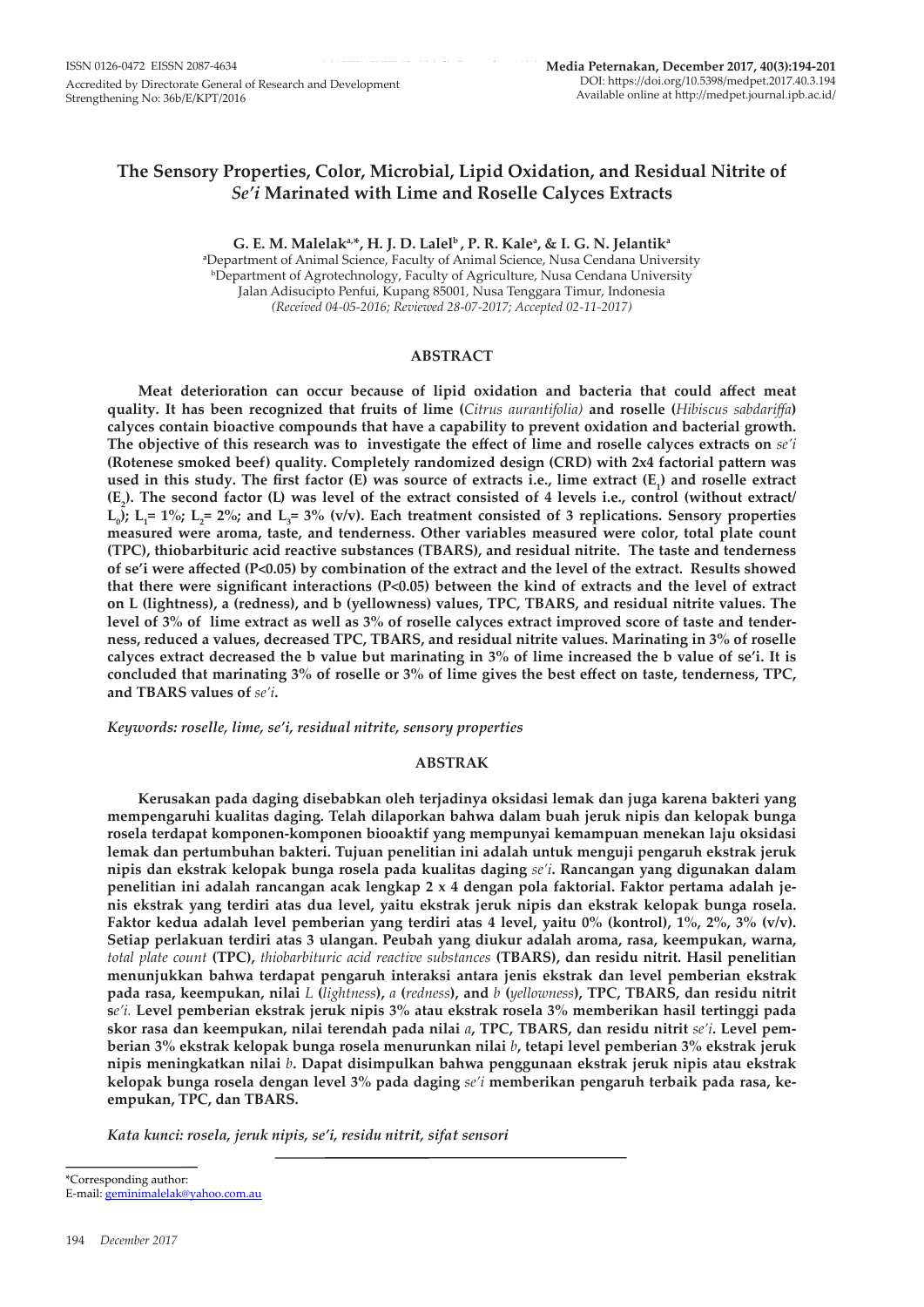ISSN 0126-0472 EISSN 2087-4634

Accredited by Directorate General of Research and Development Strengthening No: 36b/E/KPT/2016

Media Peternakan, December 2017, 40(3):194-201
DOI: https://doi.org/10.5398/medpet.2017.40.3.194
Available online at http://medpet.journal.ipb.ac.id/

# The Sensory Properties, Color, Microbial, Lipid Oxidation, and Residual Nitrite of *Se'i* Marinated with Lime and Roselle Calyces Extracts

**G. E. M. Malelak[a,*], H. J. D. Lalel[b], P. R. Kale[a], & I. G. N. Jelantik[a]**

[a]Department of Animal Science, Faculty of Animal Science, Nusa Cendana University
[b]Department of Agrotechnology, Faculty of Agriculture, Nusa Cendana University
Jalan Adisucipto Penfui, Kupang 85001, Nusa Tenggara Timur, Indonesia
*(Received 04-05-2016; Reviewed 28-07-2017; Accepted 02-11-2017)*

## ABSTRACT

**Meat deterioration can occur because of lipid oxidation and bacteria that could affect meat quality. It has been recognized that fruits of lime (*Citrus aurantifolia)* and roselle (*Hibiscus sabdariffa*) calyces contain bioactive compounds that have a capability to prevent oxidation and bacterial growth. The objective of this research was to investigate the effect of lime and roselle calyces extracts on *se'i* (Rotenese smoked beef) quality. Completely randomized design (CRD) with 2x4 factorial pattern was used in this study. The first factor (E) was source of extracts i.e., lime extract ($E_1$) and roselle extract ($E_2$). The second factor (L) was level of the extract consisted of 4 levels i.e., control (without extract/ $L_0$); $L_1$= 1%; $L_2$= 2%; and $L_3$= 3% (v/v). Each treatment consisted of 3 replications. Sensory properties measured were aroma, taste, and tenderness. Other variables measured were color, total plate count (TPC), thiobarbituric acid reactive substances (TBARS), and residual nitrite. The taste and tenderness of se'i were affected (P<0.05) by combination of the extract and the level of the extract. Results showed that there were significant interactions (P<0.05) between the kind of extracts and the level of extract on L (lightness), a (redness), and b (yellowness) values, TPC, TBARS, and residual nitrite values. The level of 3% of lime extract as well as 3% of roselle calyces extract improved score of taste and tenderness, reduced a values, decreased TPC, TBARS, and residual nitrite values. Marinating in 3% of roselle calyces extract decreased the b value but marinating in 3% of lime increased the b value of se'i. It is concluded that marinating 3% of roselle or 3% of lime gives the best effect on taste, tenderness, TPC, and TBARS values of *se'i*.**

***Keywords: roselle, lime, se'i, residual nitrite, sensory properties***

## ABSTRAK

**Kerusakan pada daging disebabkan oleh terjadinya oksidasi lemak dan juga karena bakteri yang mempengaruhi kualitas daging. Telah dilaporkan bahwa dalam buah jeruk nipis dan kelopak bunga rosela terdapat komponen-komponen biooaktif yang mempunyai kemampuan menekan laju oksidasi lemak dan pertumbuhan bakteri. Tujuan penelitian ini adalah untuk menguji pengaruh ekstrak jeruk nipis dan ekstrak kelopak bunga rosela pada kualitas daging *se'i*. Rancangan yang digunakan dalam penelitian ini adalah rancangan acak lengkap 2 x 4 dengan pola faktorial. Faktor pertama adalah jenis ekstrak yang terdiri atas dua level, yaitu ekstrak jeruk nipis dan ekstrak kelopak bunga rosela. Faktor kedua adalah level pemberian yang terdiri atas 4 level, yaitu 0% (kontrol), 1%, 2%, 3% (v/v). Setiap perlakuan terdiri atas 3 ulangan. Peubah yang diukur adalah aroma, rasa, keempukan, warna, *total plate count* (TPC), *thiobarbituric acid reactive substances* (TBARS), dan residu nitrit. Hasil penelitian menunjukkan bahwa terdapat pengaruh interaksi antara jenis ekstrak dan level pemberian ekstrak pada rasa, keempukan, nilai *L* (*lightness*), *a* (*redness*), and *b* (*yellowness*), TPC, TBARS, dan residu nitrit s*e'i.* Level pemberian ekstrak jeruk nipis 3% atau ekstrak rosela 3% memberikan hasil tertinggi pada skor rasa dan keempukan, nilai terendah pada nilai *a*, TPC, TBARS, dan residu nitrit *se'i*. Level pemberian 3% ekstrak kelopak bunga rosela menurunkan nilai *b*, tetapi level pemberian 3% ekstrak jeruk nipis meningkatkan nilai *b*. Dapat disimpulkan bahwa penggunaan ekstrak jeruk nipis atau ekstrak kelopak bunga rosela dengan level 3% pada daging *se'i* memberikan pengaruh terbaik pada rasa, keempukan, TPC, dan TBARS.**

***Kata kunci: rosela, jeruk nipis, se'i, residu nitrit, sifat sensori***

*Corresponding author:
E-mail: geminimalelak@yahoo.com.au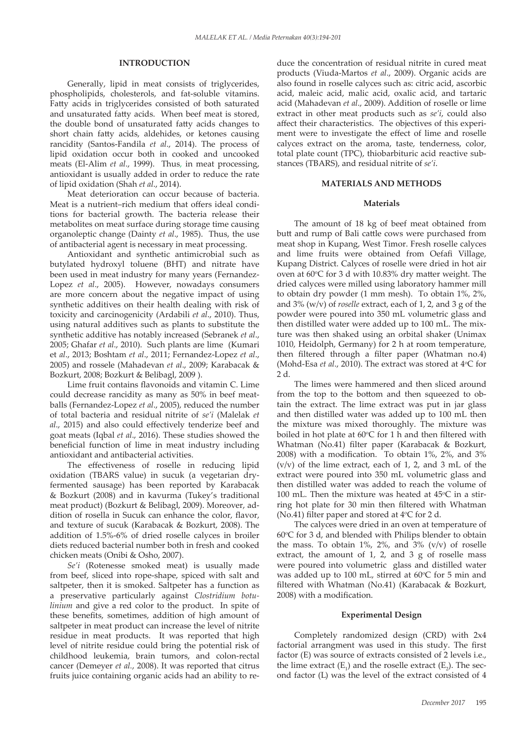## INTRODUCTION

Generally, lipid in meat consists of triglycerides, phospholipids, cholesterols, and fat-soluble vitamins. Fatty acids in triglycerides consisted of both saturated and unsaturated fatty acids. When beef meat is stored, the double bond of unsaturated fatty acids changes to short chain fatty acids, aldehides, or ketones causing rancidity (Santos-Fandila *et al*., 2014). The process of lipid oxidation occur both in cooked and uncooked meats (El-Alim *et al*., 1999). Thus, in meat processing, antioxidant is usually added in order to reduce the rate of lipid oxidation (Shah *et al*., 2014).

Meat deterioration can occur because of bacteria. Meat is a nutrient–rich medium that offers ideal conditions for bacterial growth. The bacteria release their metabolites on meat surface during storage time causing organoleptic change (Dainty *et al*., 1985). Thus, the use of antibacterial agent is necessary in meat processing.

Antioxidant and synthetic antimicrobial such as butylated hydroxyl toluene (BHT) and nitrate have been used in meat industry for many years (Fernandez-Lopez *et al*., 2005). However, nowadays consumers are more concern about the negative impact of using synthetic additives on their health dealing with risk of toxicity and carcinogenicity (Ardabili *et al*., 2010). Thus, using natural additives such as plants to substitute the synthetic additive has notably increased (Sebranek *et al*., 2005; Ghafar *et al*., 2010). Such plants are lime (Kumari et *al*., 2013; Boshtam *et al*., 2011; Fernandez-Lopez *et al*., 2005) and rossele (Mahadevan *et al*., 2009; Karabacak & Bozkurt, 2008; Bozkurt & Belibagl, 2009 ).

Lime fruit contains flavonoids and vitamin C. Lime could decrease rancidity as many as 50% in beef meatballs (Fernandez-Lopez *et al*., 2005), reduced the number of total bacteria and residual nitrite of *se'i* (Malelak *et al*., 2015) and also could effectively tenderize beef and goat meats (Iqbal *et al*., 2016). These studies showed the beneficial function of lime in meat industry including antioxidant and antibacterial activities.

The effectiveness of roselle in reducing lipid oxidation (TBARS value) in sucuk (a vegetarian dry-fermented sausage) has been reported by Karabacak & Bozkurt (2008) and in kavurma (Tukey's traditional meat product) (Bozkurt & Belibagl, 2009). Moreover, addition of rosella in Sucuk can enhance the color, flavor, and texture of sucuk (Karabacak & Bozkurt, 2008). The addition of 1.5%-6% of dried roselle calyces in broiler diets reduced bacterial number both in fresh and cooked chicken meats (Onibi & Osho, 2007).

*Se'i* (Rotenesse smoked meat) is usually made from beef, sliced into rope-shape, spiced with salt and saltpeter, then it is smoked. Saltpeter has a function as a preservative particularly against *Clostridium botulinium* and give a red color to the product. In spite of these benefits, sometimes, addition of high amount of saltpeter in meat product can increase the level of nitrite residue in meat products. It was reported that high level of nitrite residue could bring the potential risk of childhood leukemia, brain tumors, and colon-rectal cancer (Demeyer *et al*., 2008). It was reported that citrus fruits juice containing organic acids had an ability to reduce the concentration of residual nitrite in cured meat products (Viuda-Martos *et al*., 2009). Organic acids are also found in roselle calyces such as: citric acid, ascorbic acid, maleic acid, malic acid, oxalic acid, and tartaric acid (Mahadevan *et al*., 2009). Addition of roselle or lime extract in other meat products such as *se'i*, could also affect their characteristics. The objectives of this experiment were to investigate the effect of lime and roselle calyces extract on the aroma, taste, tenderness, color, total plate count (TPC), thiobarbituric acid reactive substances (TBARS), and residual nitrite of *se'i*.

## MATERIALS AND METHODS

### Materials

The amount of 18 kg of beef meat obtained from butt and rump of Bali cattle cows were purchased from meat shop in Kupang, West Timor. Fresh roselle calyces and lime fruits were obtained from Oefafi Village, Kupang District. Calyces of roselle were dried in hot air oven at 60°C for 3 d with 10.83% dry matter weight. The dried calyces were milled using laboratory hammer mill to obtain dry powder (1 mm mesh). To obtain 1%, 2%, and 3% (w/v) of *roselle* extract, each of 1, 2, and 3 g of the powder were poured into 350 mL volumetric glass and then distilled water were added up to 100 mL. The mixture was then shaked using an orbital shaker (Unimax 1010, Heidolph, Germany) for 2 h at room temperature, then filtered through a filter paper (Whatman no.4) (Mohd-Esa *et al*., 2010). The extract was stored at 4°C for 2 d.

The limes were hammered and then sliced around from the top to the bottom and then squeezed to obtain the extract. The lime extract was put in jar glass and then distilled water was added up to 100 mL then the mixture was mixed thoroughly. The mixture was boiled in hot plate at 60°C for 1 h and then filtered with Whatman (No.41) filter paper (Karabacak & Bozkurt, 2008) with a modification. To obtain 1%, 2%, and 3% (v/v) of the lime extract, each of 1, 2, and 3 mL of the extract were poured into 350 mL volumetric glass and then distilled water was added to reach the volume of 100 mL. Then the mixture was heated at 45°C in a stirring hot plate for 30 min then filtered with Whatman (No.41) filter paper and stored at 4°C for 2 d.

The calyces were dried in an oven at temperature of 60°C for 3 d, and blended with Philips blender to obtain the mass. To obtain 1%, 2%, and 3% (v/v) of roselle extract, the amount of 1, 2, and 3 g of roselle mass were poured into volumetric glass and distilled water was added up to 100 mL, stirred at 60°C for 5 min and filtered with Whatman (No.41) (Karabacak & Bozkurt, 2008) with a modification.

### Experimental Design

Completely randomized design (CRD) with 2x4 factorial arrangment was used in this study. The first factor (E) was source of extracts consisted of 2 levels i.e., the lime extract ($E_1$) and the roselle extract ($E_2$). The second factor (L) was the level of the extract consisted of 4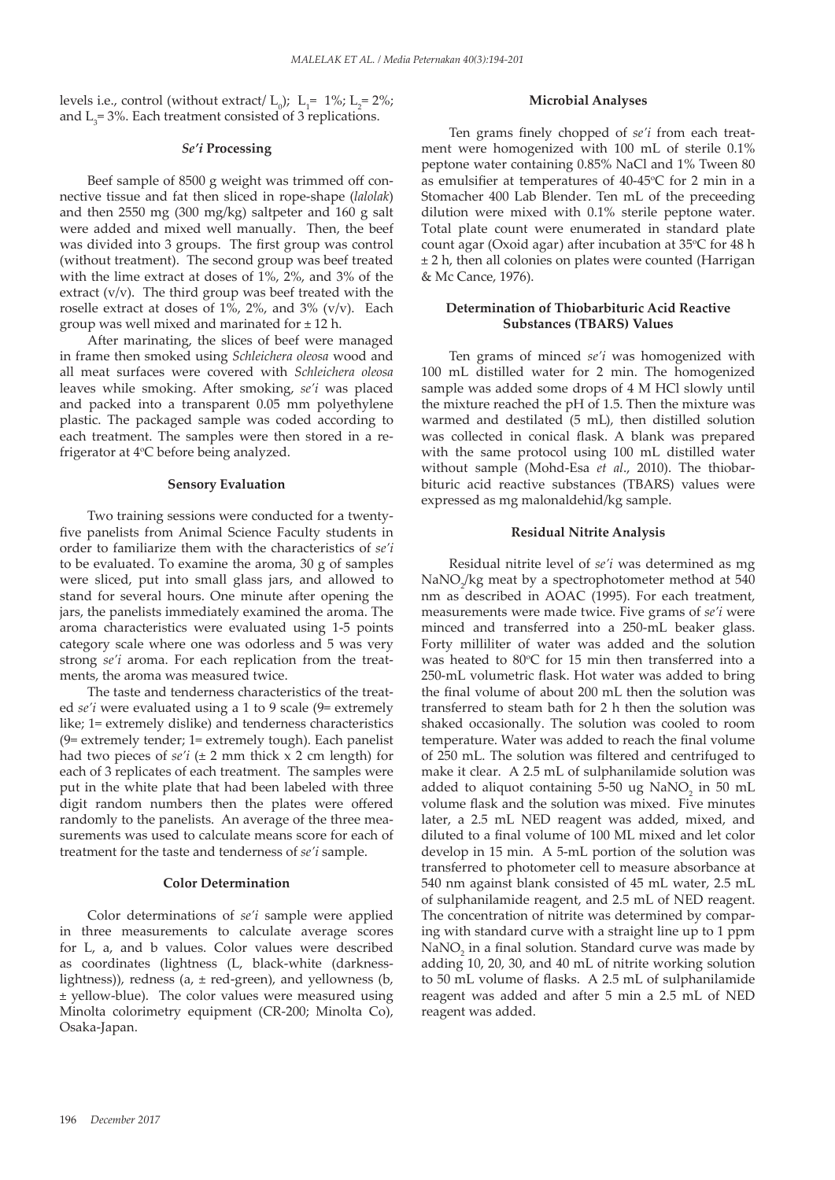levels i.e., control (without extract/ $L_0$); $L_1$= 1%; $L_2$= 2%; and $L_3$= 3%. Each treatment consisted of 3 replications.

### *Se'i* Processing

Beef sample of 8500 g weight was trimmed off connective tissue and fat then sliced in rope-shape (*lalolak*) and then 2550 mg (300 mg/kg) saltpeter and 160 g salt were added and mixed well manually. Then, the beef was divided into 3 groups. The first group was control (without treatment). The second group was beef treated with the lime extract at doses of 1%, 2%, and 3% of the extract (v/v). The third group was beef treated with the roselle extract at doses of 1%, 2%, and 3% (v/v). Each group was well mixed and marinated for ± 12 h.

After marinating, the slices of beef were managed in frame then smoked using *Schleichera oleosa* wood and all meat surfaces were covered with *Schleichera oleosa* leaves while smoking. After smoking, *se'i* was placed and packed into a transparent 0.05 mm polyethylene plastic. The packaged sample was coded according to each treatment. The samples were then stored in a refrigerator at 4°C before being analyzed.

### Sensory Evaluation

Two training sessions were conducted for a twenty-five panelists from Animal Science Faculty students in order to familiarize them with the characteristics of *se'i* to be evaluated. To examine the aroma, 30 g of samples were sliced, put into small glass jars, and allowed to stand for several hours. One minute after opening the jars, the panelists immediately examined the aroma. The aroma characteristics were evaluated using 1-5 points category scale where one was odorless and 5 was very strong *se'i* aroma. For each replication from the treatments, the aroma was measured twice.

The taste and tenderness characteristics of the treated *se'i* were evaluated using a 1 to 9 scale (9= extremely like; 1= extremely dislike) and tenderness characteristics (9= extremely tender; 1= extremely tough). Each panelist had two pieces of *se'i* (± 2 mm thick x 2 cm length) for each of 3 replicates of each treatment. The samples were put in the white plate that had been labeled with three digit random numbers then the plates were offered randomly to the panelists. An average of the three measurements was used to calculate means score for each of treatment for the taste and tenderness of *se'i* sample.

### Color Determination

Color determinations of *se'i* sample were applied in three measurements to calculate average scores for L, a, and b values. Color values were described as coordinates (lightness (L, black-white (darkness-lightness)), redness (a, ± red-green), and yellowness (b, ± yellow-blue). The color values were measured using Minolta colorimetry equipment (CR-200; Minolta Co), Osaka-Japan.

### Microbial Analyses

Ten grams finely chopped of *se'i* from each treatment were homogenized with 100 mL of sterile 0.1% peptone water containing 0.85% NaCl and 1% Tween 80 as emulsifier at temperatures of 40-45°C for 2 min in a Stomacher 400 Lab Blender. Ten mL of the preceeding dilution were mixed with 0.1% sterile peptone water. Total plate count were enumerated in standard plate count agar (Oxoid agar) after incubation at 35°C for 48 h ± 2 h, then all colonies on plates were counted (Harrigan & Mc Cance, 1976).

### Determination of Thiobarbituric Acid Reactive Substances (TBARS) Values

Ten grams of minced *se'i* was homogenized with 100 mL distilled water for 2 min. The homogenized sample was added some drops of 4 M HCl slowly until the mixture reached the pH of 1.5. Then the mixture was warmed and destilated (5 mL), then distilled solution was collected in conical flask. A blank was prepared with the same protocol using 100 mL distilled water without sample (Mohd-Esa *et al*., 2010). The thiobarbituric acid reactive substances (TBARS) values were expressed as mg malonaldehid/kg sample.

### Residual Nitrite Analysis

Residual nitrite level of *se'i* was determined as mg $NaNO_2$/kg meat by a spectrophotometer method at 540 nm as described in AOAC (1995). For each treatment, measurements were made twice. Five grams of *se'i* were minced and transferred into a 250-mL beaker glass. Forty milliliter of water was added and the solution was heated to 80°C for 15 min then transferred into a 250-mL volumetric flask. Hot water was added to bring the final volume of about 200 mL then the solution was transferred to steam bath for 2 h then the solution was shaked occasionally. The solution was cooled to room temperature. Water was added to reach the final volume of 250 mL. The solution was filtered and centrifuged to make it clear. A 2.5 mL of sulphanilamide solution was added to aliquot containing 5-50 ug $NaNO_2$ in 50 mL volume flask and the solution was mixed. Five minutes later, a 2.5 mL NED reagent was added, mixed, and diluted to a final volume of 100 ML mixed and let color develop in 15 min. A 5-mL portion of the solution was transferred to photometer cell to measure absorbance at 540 nm against blank consisted of 45 mL water, 2.5 mL of sulphanilamide reagent, and 2.5 mL of NED reagent. The concentration of nitrite was determined by comparing with standard curve with a straight line up to 1 ppm $NaNO_2$ in a final solution. Standard curve was made by adding 10, 20, 30, and 40 mL of nitrite working solution to 50 mL volume of flasks. A 2.5 mL of sulphanilamide reagent was added and after 5 min a 2.5 mL of NED reagent was added.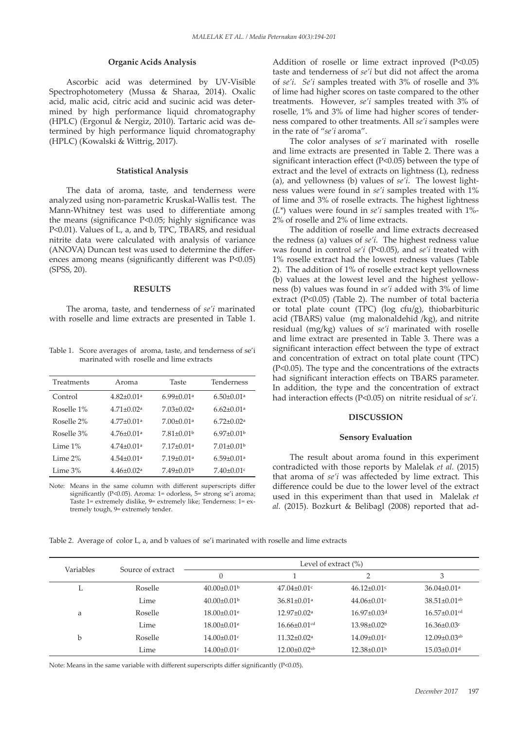### Organic Acids Analysis

Ascorbic acid was determined by UV-Visible Spectrophotometery (Mussa & Sharaa, 2014). Oxalic acid, malic acid, citric acid and sucinic acid was determined by high performance liquid chromatography (HPLC) (Ergonul & Nergiz, 2010). Tartaric acid was determined by high performance liquid chromatography (HPLC) (Kowalski & Wittrig, 2017).

### Statistical Analysis

The data of aroma, taste, and tenderness were analyzed using non-parametric Kruskal-Wallis test. The Mann-Whitney test was used to differentiate among the means (significance P<0.05; highly significance was P<0.01). Values of L, a, and b, TPC, TBARS, and residual nitrite data were calculated with analysis of variance (ANOVA) Duncan test was used to determine the differences among means (significantly different was P<0.05) (SPSS, 20).

## RESULTS

The aroma, taste, and tenderness of *se'i* marinated with roselle and lime extracts are presented in Table 1.

Table 1. Score averages of aroma, taste, and tenderness of se'i marinated with roselle and lime extracts

| Treatments | Aroma | Taste | Tenderness |
|---|---|---|---|
| Control | 4.82±0.01$^{a}$ | 6.99±0.01$^{a}$ | 6.50±0.01$^{a}$ |
| Roselle 1% | 4.71±0.02$^{a}$ | 7.03±0.02$^{a}$ | 6.62±0.01$^{a}$ |
| Roselle 2% | 4.77±0.01$^{a}$ | 7.00±0.01$^{a}$ | 6.72±0.02$^{a}$ |
| Roselle 3% | 4.76±0.01$^{a}$ | 7.81±0.01$^{b}$ | 6.97±0.01$^{b}$ |
| Lime 1% | 4.74±0.01$^{a}$ | 7.17±0.01$^{a}$ | 7.01±0.01$^{b}$ |
| Lime 2% | 4.54±0.01$^{a}$ | 7.19±0.01$^{a}$ | 6.59±0.01$^{a}$ |
| Lime 3% | 4.46±0.02$^{a}$ | 7.49±0.01$^{b}$ | 7.40±0.01$^{c}$ |

Note: Means in the same column with different superscripts differ significantly (P<0.05). Aroma: 1= odorless, 5= strong se'i aroma; Taste 1= extremely dislike, 9= extremely like; Tenderness: 1= extremely tough, 9= extremely tender.

Addition of roselle or lime extract inproved (P<0.05) taste and tenderness of *se'i* but did not affect the aroma of *se'i*. *Se'i* samples treated with 3% of roselle and 3% of lime had higher scores on taste compared to the other treatments. However, *se'i* samples treated with 3% of roselle, 1% and 3% of lime had higher scores of tenderness compared to other treatments. All *se'i* samples were in the rate of "*se'i* aroma".

The color analyses of *se'i* marinated with roselle and lime extracts are presented in Table 2. There was a significant interaction effect (P<0.05) between the type of extract and the level of extracts on lightness (L), redness (a), and yellowness (b) values of *se'i*. The lowest lightness values were found in *se'i* samples treated with 1% of lime and 3% of roselle extracts. The highest lightness ($L^*$) values were found in *se'i* samples treated with 1%-2% of roselle and 2% of lime extracts.

The addition of roselle and lime extracts decreased the redness (a) values of *se'i*. The highest redness value was found in control *se'i* (P<0.05), and *se'i* treated with 1% roselle extract had the lowest redness values (Table 2). The addition of 1% of roselle extract kept yellowness (b) values at the lowest level and the highest yellowness (b) values was found in *se'i* added with 3% of lime extract (P<0.05) (Table 2). The number of total bacteria or total plate count (TPC) (log cfu/g), thiobarbituric acid (TBARS) value (mg malonaldehid /kg), and nitrite residual (mg/kg) values of *se'i* marinated with roselle and lime extract are presented in Table 3. There was a significant interaction effect between the type of extract and concentration of extract on total plate count (TPC) (P<0.05). The type and the concentrations of the extracts had significant interaction effects on TBARS parameter. In addition, the type and the concentration of extract had interaction effects (P<0.05) on nitrite residual of *se'i.*

## DISCUSSION

### Sensory Evaluation

The result about aroma found in this experiment contradicted with those reports by Malelak *et al.* (2015) that aroma of *se'i* was affecteded by lime extract. This difference could be due to the lower level of the extract used in this experiment than that used in Malelak *et al.* (2015). Bozkurt & Belibagl (2008) reported that ad-

Table 2. Average of color L, a, and b values of se'i marinated with roselle and lime extracts

| Variables | Source of extract | Level of extract (%) | | | |
|---|---|---|---|---|---|
| | | 0 | 1 | 2 | 3 |
| L | Roselle | 40.00±0.01$^{b}$ | 47.04±0.01$^{c}$ | 46.12±0.01$^{c}$ | 36.04±0.01$^{a}$ |
| | Lime | 40.00±0.01$^{b}$ | 36.81±0.01$^{a}$ | 44.06±0.01$^{c}$ | 38.51±0.01$^{ab}$ |
| a | Roselle | 18.00±0.01$^{e}$ | 12.97±0.02$^{a}$ | 16.97±0.03$^{d}$ | 16.57±0.01$^{cd}$ |
| | Lime | 18.00±0.01$^{e}$ | 16.66±0.01$^{cd}$ | 13.98±0.02$^{b}$ | 16.36±0.03$^{c}$ |
| b | Roselle | 14.00±0.01$^{c}$ | 11.32±0.02$^{a}$ | 14.09±0.01$^{c}$ | 12.09±0.03$^{ab}$ |
| | Lime | 14.00±0.01$^{c}$ | 12.00±0.02$^{ab}$ | 12.38±0.01$^{b}$ | 15.03±0.01$^{d}$ |

Note: Means in the same variable with different superscripts differ significantly (P<0.05).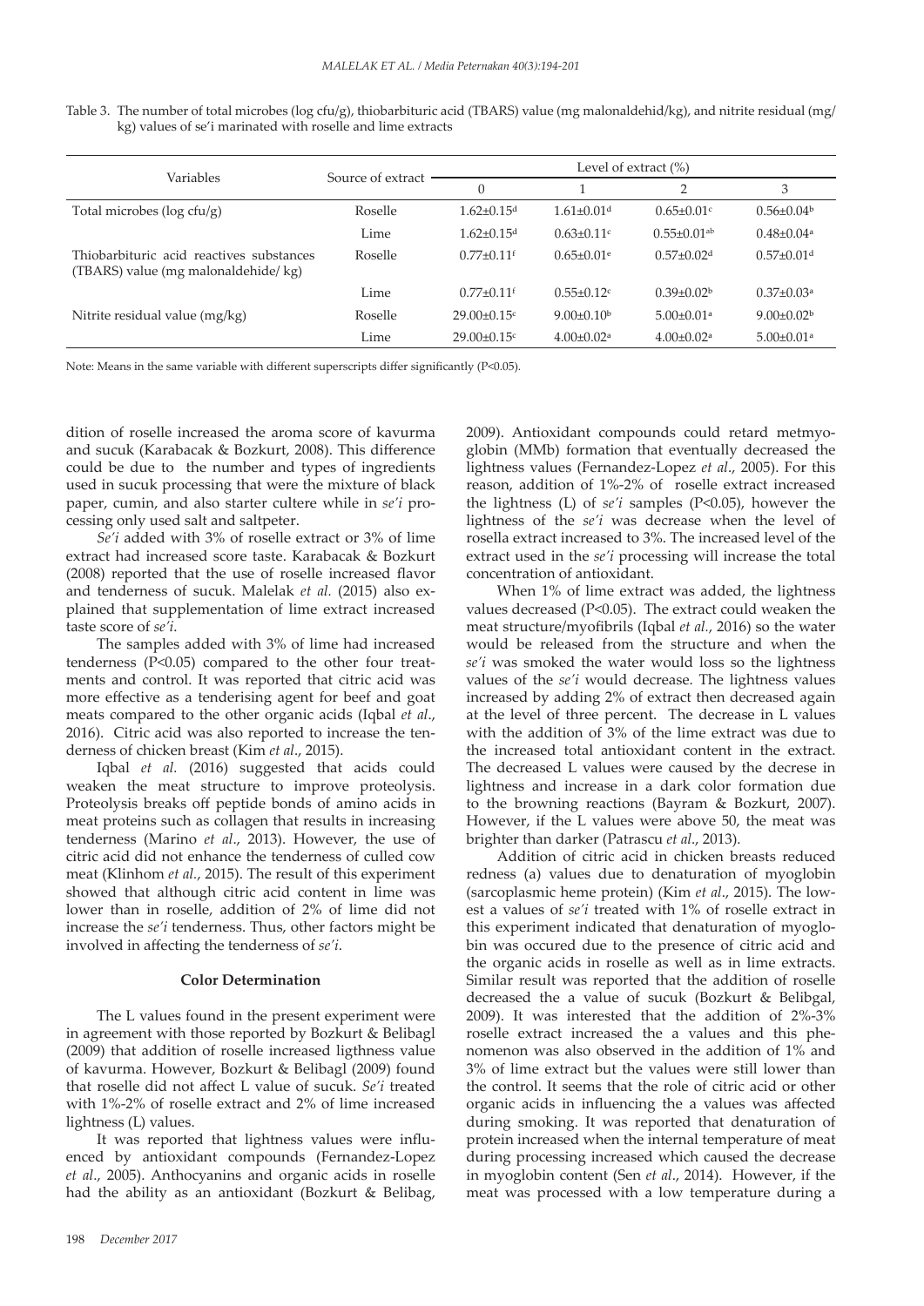Table 3. The number of total microbes (log cfu/g), thiobarbituric acid (TBARS) value (mg malonaldehid/kg), and nitrite residual (mg/kg) values of se'i marinated with roselle and lime extracts

| Variables | Source of extract | Level of extract (%) | | | |
|---|---|---|---|---|---|
| | | 0 | 1 | 2 | 3 |
| Total microbes (log cfu/g) | Roselle | 1.62±0.15[d] | 1.61±0.01[d] | 0.65±0.01[c] | 0.56±0.04[b] |
| | Lime | 1.62±0.15[d] | 0.63±0.11[c] | 0.55±0.01[ab] | 0.48±0.04[a] |
| Thiobarbituric acid reactives substances (TBARS) value (mg malonaldehide/ kg) | Roselle | 0.77±0.11[f] | 0.65±0.01[e] | 0.57±0.02[d] | 0.57±0.01[d] |
| | Lime | 0.77±0.11[f] | 0.55±0.12[c] | 0.39±0.02[b] | 0.37±0.03[a] |
| Nitrite residual value (mg/kg) | Roselle | 29.00±0.15[c] | 9.00±0.10[b] | 5.00±0.01[a] | 9.00±0.02[b] |
| | Lime | 29.00±0.15[c] | 4.00±0.02[a] | 4.00±0.02[a] | 5.00±0.01[a] |

Note: Means in the same variable with different superscripts differ significantly (P<0.05).

dition of roselle increased the aroma score of kavurma and sucuk (Karabacak & Bozkurt, 2008). This difference could be due to the number and types of ingredients used in sucuk processing that were the mixture of black paper, cumin, and also starter cultere while in *se'i* processing only used salt and saltpeter.

*Se'i* added with 3% of roselle extract or 3% of lime extract had increased score taste. Karabacak & Bozkurt (2008) reported that the use of roselle increased flavor and tenderness of sucuk. Malelak *et al.* (2015) also explained that supplementation of lime extract increased taste score of *se'i*.

The samples added with 3% of lime had increased tenderness (P<0.05) compared to the other four treatments and control. It was reported that citric acid was more effective as a tenderising agent for beef and goat meats compared to the other organic acids (Iqbal *et al*., 2016). Citric acid was also reported to increase the tenderness of chicken breast (Kim *et al*., 2015).

Iqbal *et al.* (2016) suggested that acids could weaken the meat structure to improve proteolysis. Proteolysis breaks off peptide bonds of amino acids in meat proteins such as collagen that results in increasing tenderness (Marino *et al*., 2013). However, the use of citric acid did not enhance the tenderness of culled cow meat (Klinhom *et al.*, 2015). The result of this experiment showed that although citric acid content in lime was lower than in roselle, addition of 2% of lime did not increase the *se'i* tenderness. Thus, other factors might be involved in affecting the tenderness of *se'i*.

**Color Determination**

The L values found in the present experiment were in agreement with those reported by Bozkurt & Belibagl (2009) that addition of roselle increased ligthness value of kavurma. However, Bozkurt & Belibagl (2009) found that roselle did not affect L value of sucuk. *Se'i* treated with 1%-2% of roselle extract and 2% of lime increased lightness (L) values.

It was reported that lightness values were influenced by antioxidant compounds (Fernandez-Lopez *et al*., 2005). Anthocyanins and organic acids in roselle had the ability as an antioxidant (Bozkurt & Belibag, 2009). Antioxidant compounds could retard metmyoglobin (MMb) formation that eventually decreased the lightness values (Fernandez-Lopez *et al*., 2005). For this reason, addition of 1%-2% of roselle extract increased the lightness (L) of *se'i* samples (P<0.05), however the lightness of the *se'i* was decrease when the level of rosella extract increased to 3%. The increased level of the extract used in the *se'i* processing will increase the total concentration of antioxidant.

When 1% of lime extract was added, the lightness values decreased (P<0.05). The extract could weaken the meat structure/myofibrils (Iqbal *et al*., 2016) so the water would be released from the structure and when the *se'i* was smoked the water would loss so the lightness values of the *se'i* would decrease. The lightness values increased by adding 2% of extract then decreased again at the level of three percent. The decrease in L values with the addition of 3% of the lime extract was due to the increased total antioxidant content in the extract. The decreased L values were caused by the decrese in lightness and increase in a dark color formation due to the browning reactions (Bayram & Bozkurt, 2007). However, if the L values were above 50, the meat was brighter than darker (Patrascu *et al*., 2013).

Addition of citric acid in chicken breasts reduced redness (a) values due to denaturation of myoglobin (sarcoplasmic heme protein) (Kim *et al*., 2015). The lowest a values of *se'i* treated with 1% of roselle extract in this experiment indicated that denaturation of myoglobin was occured due to the presence of citric acid and the organic acids in roselle as well as in lime extracts. Similar result was reported that the addition of roselle decreased the a value of sucuk (Bozkurt & Belibgal, 2009). It was interested that the addition of 2%-3% roselle extract increased the a values and this phenomenon was also observed in the addition of 1% and 3% of lime extract but the values were still lower than the control. It seems that the role of citric acid or other organic acids in influencing the a values was affected during smoking. It was reported that denaturation of protein increased when the internal temperature of meat during processing increased which caused the decrease in myoglobin content (Sen *et al*., 2014). However, if the meat was processed with a low temperature during a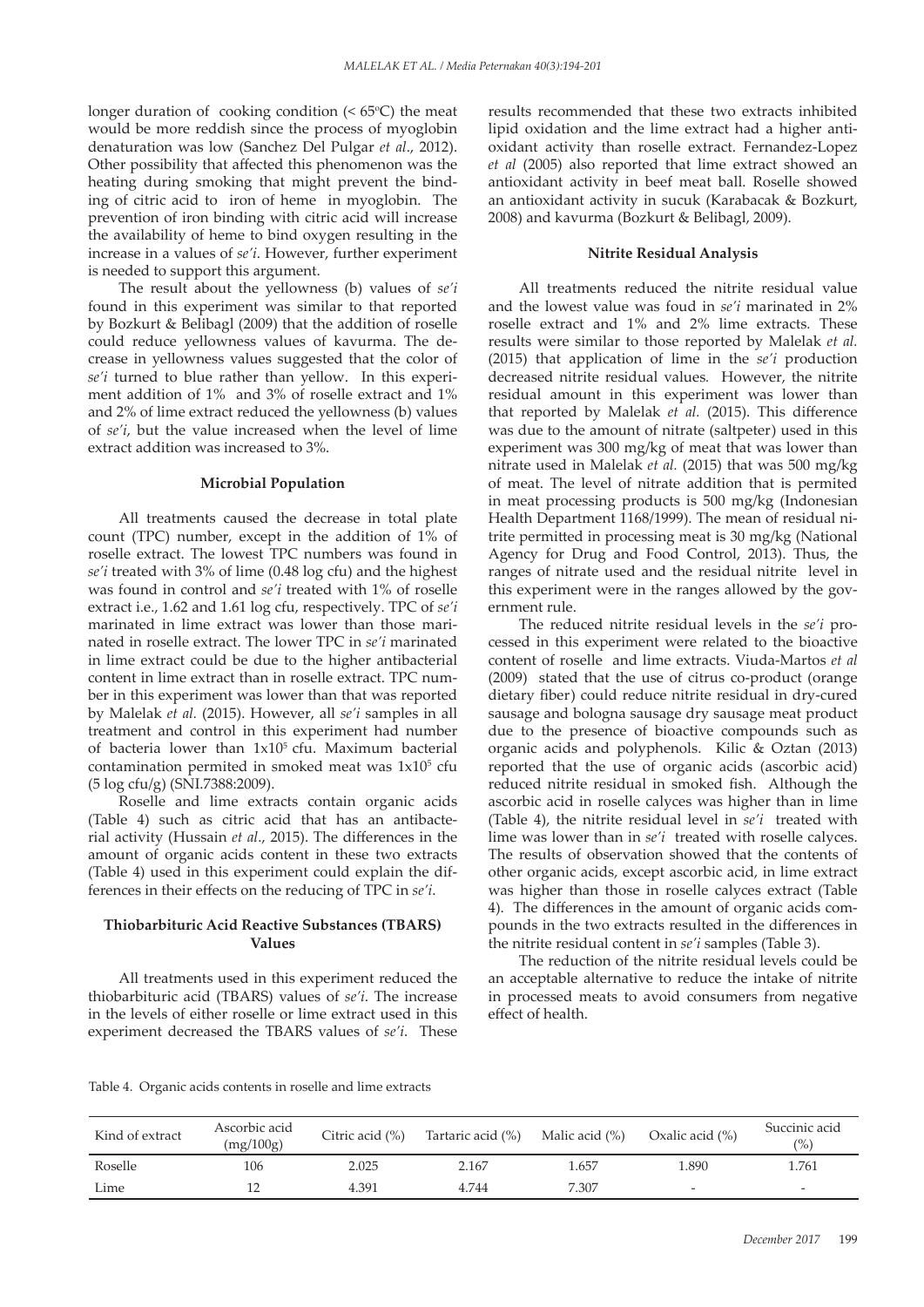longer duration of cooking condition (< 65ºC) the meat would be more reddish since the process of myoglobin denaturation was low (Sanchez Del Pulgar *et al*., 2012). Other possibility that affected this phenomenon was the heating during smoking that might prevent the binding of citric acid to iron of heme in myoglobin. The prevention of iron binding with citric acid will increase the availability of heme to bind oxygen resulting in the increase in a values of *se'i*. However, further experiment is needed to support this argument.

The result about the yellowness (b) values of *se'i* found in this experiment was similar to that reported by Bozkurt & Belibagl (2009) that the addition of roselle could reduce yellowness values of kavurma. The decrease in yellowness values suggested that the color of *se'i* turned to blue rather than yellow. In this experiment addition of 1% and 3% of roselle extract and 1% and 2% of lime extract reduced the yellowness (b) values of *se'i*, but the value increased when the level of lime extract addition was increased to 3%.

### Microbial Population

All treatments caused the decrease in total plate count (TPC) number, except in the addition of 1% of roselle extract. The lowest TPC numbers was found in *se'i* treated with 3% of lime (0.48 log cfu) and the highest was found in control and *se'i* treated with 1% of roselle extract i.e., 1.62 and 1.61 log cfu, respectively. TPC of *se'i* marinated in lime extract was lower than those marinated in roselle extract. The lower TPC in *se'i* marinated in lime extract could be due to the higher antibacterial content in lime extract than in roselle extract. TPC number in this experiment was lower than that was reported by Malelak *et al.* (2015). However, all *se'i* samples in all treatment and control in this experiment had number of bacteria lower than $1x10^5$ cfu. Maximum bacterial contamination permited in smoked meat was $1x10^5$ cfu (5 log cfu/g) (SNI.7388:2009).

Roselle and lime extracts contain organic acids (Table 4) such as citric acid that has an antibacterial activity (Hussain *et al*., 2015). The differences in the amount of organic acids content in these two extracts (Table 4) used in this experiment could explain the differences in their effects on the reducing of TPC in *se'i*.

### Thiobarbituric Acid Reactive Substances (TBARS) Values

All treatments used in this experiment reduced the thiobarbituric acid (TBARS) values of *se'i*. The increase in the levels of either roselle or lime extract used in this experiment decreased the TBARS values of *se'i*. These results recommended that these two extracts inhibited lipid oxidation and the lime extract had a higher antioxidant activity than roselle extract. Fernandez-Lopez *et al* (2005) also reported that lime extract showed an antioxidant activity in beef meat ball. Roselle showed an antioxidant activity in sucuk (Karabacak & Bozkurt, 2008) and kavurma (Bozkurt & Belibagl, 2009).

### Nitrite Residual Analysis

All treatments reduced the nitrite residual value and the lowest value was foud in *se'i* marinated in 2% roselle extract and 1% and 2% lime extracts. These results were similar to those reported by Malelak *et al.* (2015) that application of lime in the *se'i* production decreased nitrite residual values. However, the nitrite residual amount in this experiment was lower than that reported by Malelak *et al.* (2015). This difference was due to the amount of nitrate (saltpeter) used in this experiment was 300 mg/kg of meat that was lower than nitrate used in Malelak *et al.* (2015) that was 500 mg/kg of meat. The level of nitrate addition that is permited in meat processing products is 500 mg/kg (Indonesian Health Department 1168/1999). The mean of residual nitrite permitted in processing meat is 30 mg/kg (National Agency for Drug and Food Control, 2013). Thus, the ranges of nitrate used and the residual nitrite level in this experiment were in the ranges allowed by the government rule.

The reduced nitrite residual levels in the *se'i* processed in this experiment were related to the bioactive content of roselle and lime extracts. Viuda-Martos *et al* (2009) stated that the use of citrus co-product (orange dietary fiber) could reduce nitrite residual in dry-cured sausage and bologna sausage dry sausage meat product due to the presence of bioactive compounds such as organic acids and polyphenols. Kilic & Oztan (2013) reported that the use of organic acids (ascorbic acid) reduced nitrite residual in smoked fish. Although the ascorbic acid in roselle calyces was higher than in lime (Table 4), the nitrite residual level in *se'i* treated with lime was lower than in *se'i* treated with roselle calyces. The results of observation showed that the contents of other organic acids, except ascorbic acid, in lime extract was higher than those in roselle calyces extract (Table 4). The differences in the amount of organic acids compounds in the two extracts resulted in the differences in the nitrite residual content in *se'i* samples (Table 3).

The reduction of the nitrite residual levels could be an acceptable alternative to reduce the intake of nitrite in processed meats to avoid consumers from negative effect of health.

Table 4. Organic acids contents in roselle and lime extracts

| Kind of extract | Ascorbic acid (mg/100g) | Citric acid (%) | Tartaric acid (%) | Malic acid (%) | Oxalic acid (%) | Succinic acid (%) |
|---|---|---|---|---|---|---|
| Roselle | 106 | 2.025 | 2.167 | 1.657 | 1.890 | 1.761 |
| Lime | 12 | 4.391 | 4.744 | 7.307 | - | - |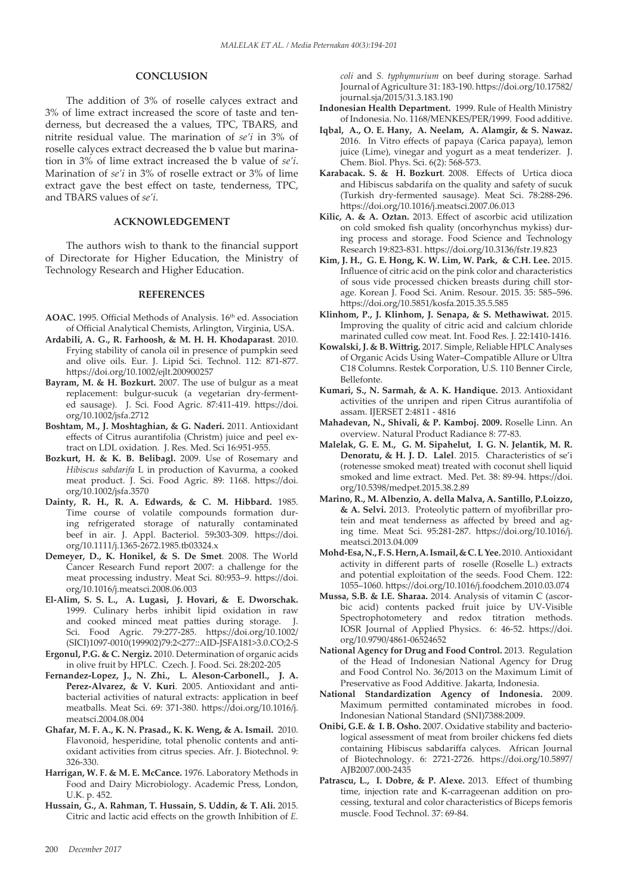## CONCLUSION

The addition of 3% of roselle calyces extract and 3% of lime extract increased the score of taste and tenderness, but decreased the a values, TPC, TBARS, and nitrite residual value. The marination of *se'i* in 3% of roselle calyces extract decreased the b value but marination in 3% of lime extract increased the b value of *se'i*. Marination of *se'i* in 3% of roselle extract or 3% of lime extract gave the best effect on taste, tenderness, TPC, and TBARS values of *se'i*.

## ACKNOWLEDGEMENT

The authors wish to thank to the financial support of Directorate for Higher Education, the Ministry of Technology Research and Higher Education.

## REFERENCES

**AOAC.** 1995. Official Methods of Analysis. 16th ed. Association of Official Analytical Chemists, Arlington, Virginia, USA.

**Ardabili, A. G., R. Farhoosh, & M. H. H. Khodaparast**. 2010. Frying stability of canola oil in presence of pumpkin seed and olive oils. Eur. J. Lipid Sci. Technol. 112: 871-877. https://doi.org/10.1002/ejlt.200900257

**Bayram, M. & H. Bozkurt.** 2007. The use of bulgur as a meat replacement: bulgur-sucuk (a vegetarian dry-fermented sausage). J. Sci. Food Agric. 87:411-419. https://doi.org/10.1002/jsfa.2712

**Boshtam, M., J. Moshtaghian, & G. Naderi.** 2011. Antioxidant effects of Citrus aurantifolia (Christm) juice and peel extract on LDL oxidation. J. Res. Med. Sci 16:951-955.

**Bozkurt, H. & K. B. Belibagl.** 2009. Use of Rosemary and *Hibiscus sabdarifa* L in production of Kavurma, a cooked meat product. J. Sci. Food Agric. 89: 1168. https://doi.org/10.1002/jsfa.3570

**Dainty, R. H., R. A. Edwards, & C. M. Hibbard.** 1985. Time course of volatile compounds formation during refrigerated storage of naturally contaminated beef in air. J. Appl. Bacteriol. 59:303-309. https://doi.org/10.1111/j.1365-2672.1985.tb03324.x

**Demeyer, D., K. Honikel, & S. De Smet**. 2008. The World Cancer Research Fund report 2007: a challenge for the meat processing industry. Meat Sci. 80:953–9. https://doi.org/10.1016/j.meatsci.2008.06.003

**El-Alim, S. S. L., A. Lugasi, J. Hovari, & E. Dworschak.** 1999. Culinary herbs inhibit lipid oxidation in raw and cooked minced meat patties during storage. J. Sci. Food Agric. 79:277-285. https://doi.org/10.1002/(SICI)1097-0010(199902)79:2<277::AID-JSFA181>3.0.CO;2-S

**Ergonul, P.G. & C. Nergiz.** 2010. Determination of organic acids in olive fruit by HPLC. Czech. J. Food. Sci. 28:202-205

**Fernandez-Lopez, J., N. Zhi., L. Aleson-Carbonell., J. A. Perez-Alvarez, & V. Kuri**. 2005. Antioxidant and antibacterial activities of natural extracts: application in beef meatballs. Meat Sci. 69: 371-380. https://doi.org/10.1016/j.meatsci.2004.08.004

**Ghafar, M. F. A., K. N. Prasad., K. K. Weng, & A. Ismail.** 2010. Flavonoid, hesperidine, total phenolic contents and antioxidant activities from citrus species. Afr. J. Biotechnol. 9: 326-330.

**Harrigan, W. F. & M. E. McCance.** 1976. Laboratory Methods in Food and Dairy Microbiology. Academic Press, London, U.K. p. 452.

**Hussain, G., A. Rahman, T. Hussain, S. Uddin, & T. Ali.** 2015. Citric and lactic acid effects on the growth Inhibition of *E. coli* and *S. typhymurium* on beef during storage. Sarhad Journal of Agriculture 31: 183-190. https://doi.org/10.17582/journal.sja/2015/31.3.183.190

**Indonesian Health Department.** 1999. Rule of Health Ministry of Indonesia. No. 1168/MENKES/PER/1999. Food additive.

**Iqbal, A., O. E. Hany, A. Neelam, A. Alamgir, & S. Nawaz.** 2016. In Vitro effects of papaya (Carica papaya), lemon juice (Lime), vinegar and yogurt as a meat tenderizer. J. Chem. Biol. Phys. Sci. 6(2): 568-573.

**Karabacak. S. & H. Bozkurt**. 2008. Effects of Urtica dioca and Hibiscus sabdarifa on the quality and safety of sucuk (Turkish dry-fermented sausage). Meat Sci. 78:288-296. https://doi.org/10.1016/j.meatsci.2007.06.013

**Kilic, A. & A. Oztan.** 2013. Effect of ascorbic acid utilization on cold smoked fish quality (oncorhynchus mykiss) during process and storage. Food Science and Technology Research 19:823-831. https://doi.org/10.3136/fstr.19.823

**Kim, J. H., G. E. Hong, K. W. Lim, W. Park, & C.H. Lee.** 2015. Influence of citric acid on the pink color and characteristics of sous vide processed chicken breasts during chill storage. Korean J. Food Sci. Anim. Resour. 2015. 35: 585–596. https://doi.org/10.5851/kosfa.2015.35.5.585

**Klinhom, P., J. Klinhom, J. Senapa, & S. Methawiwat.** 2015. Improving the quality of citric acid and calcium chloride marinated culled cow meat. Int. Food Res. J. 22:1410-1416.

**Kowalski, J. & B. Wittrig.** 2017. Simple, Reliable HPLC Analyses of Organic Acids Using Water–Compatible Allure or Ultra C18 Columns. Restek Corporation, U.S. 110 Benner Circle, Bellefonte.

**Kumari, S., N. Sarmah, & A. K. Handique.** 2013. Antioxidant activities of the unripen and ripen Citrus aurantifolia of assam. IJERSET 2:4811 - 4816

**Mahadevan, N., Shivali, & P. Kamboj. 2009.** Roselle Linn. An overview. Natural Product Radiance 8: 77-83.

**Malelak, G. E. M., G. M. Sipahelut, I. G. N. Jelantik, M. R. Denoratu, & H. J. D. Lalel**. 2015. Characteristics of se'i (rotenesse smoked meat) treated with coconut shell liquid smoked and lime extract. Med. Pet. 38: 89-94. https://doi.org/10.5398/medpet.2015.38.2.89

**Marino, R., M. Albenzio, A. della Malva, A. Santillo, P.Loizzo, & A. Selvi.** 2013. Proteolytic pattern of myofibrillar protein and meat tenderness as affected by breed and aging time. Meat Sci. 95:281-287. https://doi.org/10.1016/j.meatsci.2013.04.009

**Mohd-Esa, N., F. S. Hern, A. Ismail, & C. L Yee.** 2010. Antioxidant activity in different parts of roselle (Roselle L.) extracts and potential exploitation of the seeds. Food Chem. 122: 1055–1060. https://doi.org/10.1016/j.foodchem.2010.03.074

**Mussa, S.B. & I.E. Sharaa.** 2014. Analysis of vitamin C (ascorbic acid) contents packed fruit juice by UV-Visible Spectrophotometery and redox titration methods. IOSR Journal of Applied Physics. 6: 46-52. https://doi.org/10.9790/4861-06524652

**National Agency for Drug and Food Control.** 2013. Regulation of the Head of Indonesian National Agency for Drug and Food Control No. 36/2013 on the Maximum Limit of Preservative as Food Additive. Jakarta, Indonesia.

**National Standardization Agency of Indonesia.** 2009. Maximum permitted contaminated microbes in food. Indonesian National Standard (SNI)7388:2009.

**Onibi, G.E. & I. B. Osho.** 2007. Oxidative stability and bacteriological assessment of meat from broiler chickens fed diets containing Hibiscus sabdariffa calyces. African Journal of Biotechnology. 6: 2721-2726. https://doi.org/10.5897/AJB2007.000-2435

**Patrascu, L., I. Dobre, & P. Alexe.** 2013. Effect of thumbing time, injection rate and K-carrageenan addition on processing, textural and color characteristics of Biceps femoris muscle. Food Technol. 37: 69-84.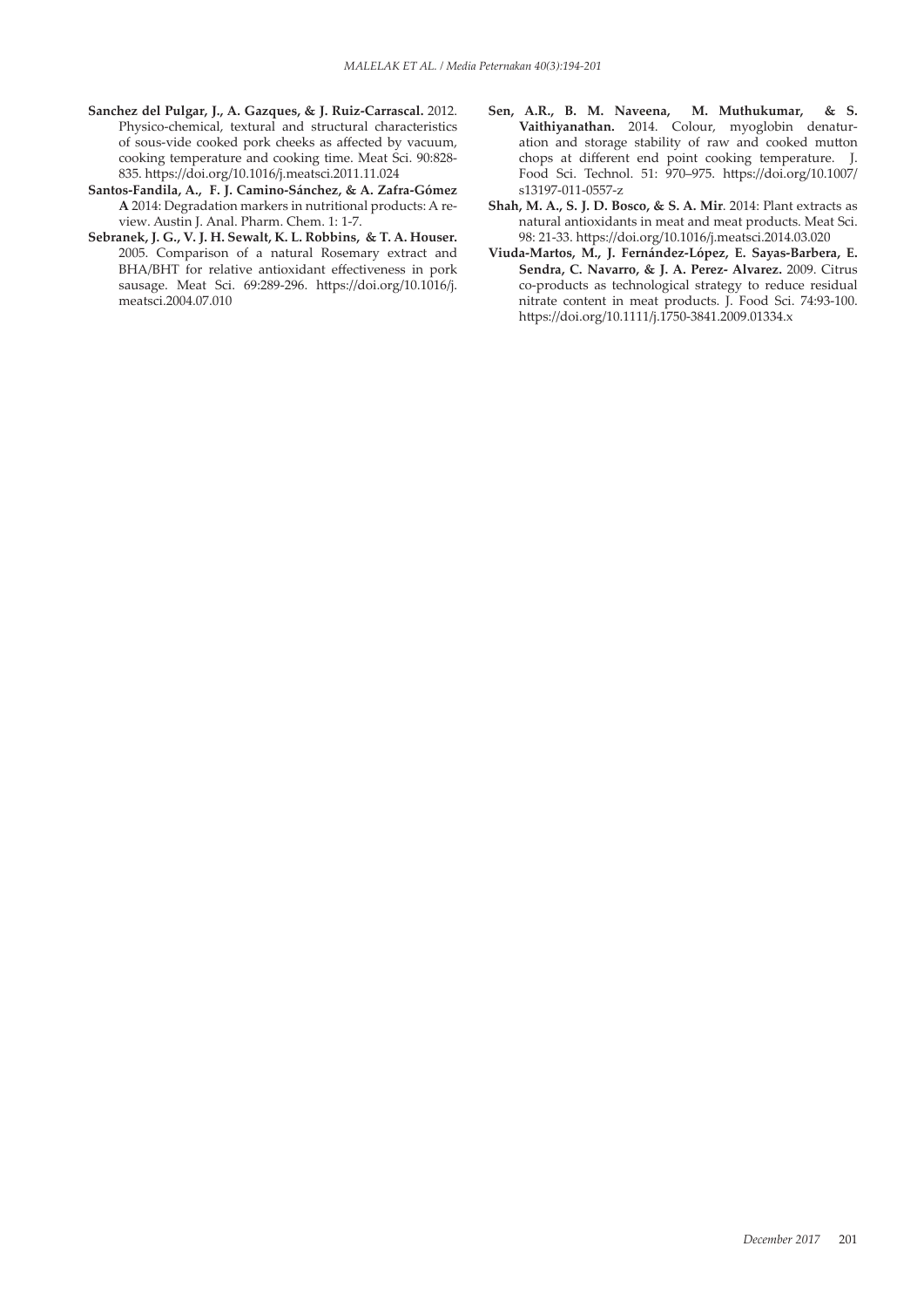**Sanchez del Pulgar, J., A. Gazques, & J. Ruiz-Carrascal.** 2012. Physico-chemical, textural and structural characteristics of sous-vide cooked pork cheeks as affected by vacuum, cooking temperature and cooking time. Meat Sci. 90:828-835. https://doi.org/10.1016/j.meatsci.2011.11.024

**Santos-Fandila, A., F. J. Camino-Sánchez, & A. Zafra-Gómez A** 2014: Degradation markers in nutritional products: A review. Austin J. Anal. Pharm. Chem. 1: 1-7.

**Sebranek, J. G., V. J. H. Sewalt, K. L. Robbins, & T. A. Houser.** 2005. Comparison of a natural Rosemary extract and BHA/BHT for relative antioxidant effectiveness in pork sausage. Meat Sci. 69:289-296. https://doi.org/10.1016/j.meatsci.2004.07.010

**Sen, A.R., B. M. Naveena, M. Muthukumar, & S. Vaithiyanathan.** 2014. Colour, myoglobin denaturation and storage stability of raw and cooked mutton chops at different end point cooking temperature. J. Food Sci. Technol. 51: 970–975. https://doi.org/10.1007/s13197-011-0557-z

**Shah, M. A., S. J. D. Bosco, & S. A. Mir**. 2014: Plant extracts as natural antioxidants in meat and meat products. Meat Sci. 98: 21-33. https://doi.org/10.1016/j.meatsci.2014.03.020

**Viuda-Martos, M., J. Fernández-López, E. Sayas-Barbera, E. Sendra, C. Navarro, & J. A. Perez- Alvarez.** 2009. Citrus co-products as technological strategy to reduce residual nitrate content in meat products. J. Food Sci. 74:93-100. https://doi.org/10.1111/j.1750-3841.2009.01334.x